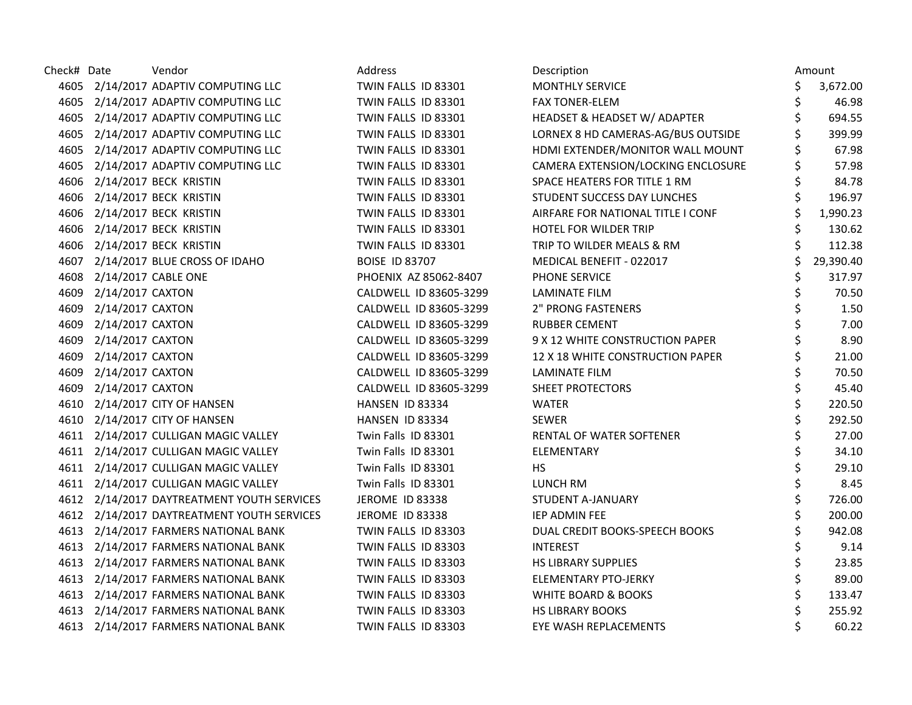| Check# | Date | Vendor | Address | Description | Amount |
|---|---|---|---|---|---|
| 4605 | 2/14/2017 | ADAPTIV COMPUTING LLC | TWIN FALLS ID 83301 | MONTHLY SERVICE | $ 3,672.00 |
| 4605 | 2/14/2017 | ADAPTIV COMPUTING LLC | TWIN FALLS ID 83301 | FAX TONER-ELEM | $ 46.98 |
| 4605 | 2/14/2017 | ADAPTIV COMPUTING LLC | TWIN FALLS ID 83301 | HEADSET & HEADSET W/ ADAPTER | $ 694.55 |
| 4605 | 2/14/2017 | ADAPTIV COMPUTING LLC | TWIN FALLS ID 83301 | LORNEX 8 HD CAMERAS-AG/BUS OUTSIDE | $ 399.99 |
| 4605 | 2/14/2017 | ADAPTIV COMPUTING LLC | TWIN FALLS ID 83301 | HDMI EXTENDER/MONITOR WALL MOUNT | $ 67.98 |
| 4605 | 2/14/2017 | ADAPTIV COMPUTING LLC | TWIN FALLS ID 83301 | CAMERA EXTENSION/LOCKING ENCLOSURE | $ 57.98 |
| 4606 | 2/14/2017 | BECK KRISTIN | TWIN FALLS ID 83301 | SPACE HEATERS FOR TITLE 1 RM | $ 84.78 |
| 4606 | 2/14/2017 | BECK KRISTIN | TWIN FALLS ID 83301 | STUDENT SUCCESS DAY LUNCHES | $ 196.97 |
| 4606 | 2/14/2017 | BECK KRISTIN | TWIN FALLS ID 83301 | AIRFARE FOR NATIONAL TITLE I CONF | $ 1,990.23 |
| 4606 | 2/14/2017 | BECK KRISTIN | TWIN FALLS ID 83301 | HOTEL FOR WILDER TRIP | $ 130.62 |
| 4606 | 2/14/2017 | BECK KRISTIN | TWIN FALLS ID 83301 | TRIP TO WILDER MEALS & RM | $ 112.38 |
| 4607 | 2/14/2017 | BLUE CROSS OF IDAHO | BOISE ID 83707 | MEDICAL BENEFIT - 022017 | $ 29,390.40 |
| 4608 | 2/14/2017 | CABLE ONE | PHOENIX AZ 85062-8407 | PHONE SERVICE | $ 317.97 |
| 4609 | 2/14/2017 | CAXTON | CALDWELL ID 83605-3299 | LAMINATE FILM | $ 70.50 |
| 4609 | 2/14/2017 | CAXTON | CALDWELL ID 83605-3299 | 2" PRONG FASTENERS | $ 1.50 |
| 4609 | 2/14/2017 | CAXTON | CALDWELL ID 83605-3299 | RUBBER CEMENT | $ 7.00 |
| 4609 | 2/14/2017 | CAXTON | CALDWELL ID 83605-3299 | 9 X 12 WHITE CONSTRUCTION PAPER | $ 8.90 |
| 4609 | 2/14/2017 | CAXTON | CALDWELL ID 83605-3299 | 12 X 18 WHITE CONSTRUCTION PAPER | $ 21.00 |
| 4609 | 2/14/2017 | CAXTON | CALDWELL ID 83605-3299 | LAMINATE FILM | $ 70.50 |
| 4609 | 2/14/2017 | CAXTON | CALDWELL ID 83605-3299 | SHEET PROTECTORS | $ 45.40 |
| 4610 | 2/14/2017 | CITY OF HANSEN | HANSEN ID 83334 | WATER | $ 220.50 |
| 4610 | 2/14/2017 | CITY OF HANSEN | HANSEN ID 83334 | SEWER | $ 292.50 |
| 4611 | 2/14/2017 | CULLIGAN MAGIC VALLEY | Twin Falls ID 83301 | RENTAL OF WATER SOFTENER | $ 27.00 |
| 4611 | 2/14/2017 | CULLIGAN MAGIC VALLEY | Twin Falls ID 83301 | ELEMENTARY | $ 34.10 |
| 4611 | 2/14/2017 | CULLIGAN MAGIC VALLEY | Twin Falls ID 83301 | HS | $ 29.10 |
| 4611 | 2/14/2017 | CULLIGAN MAGIC VALLEY | Twin Falls ID 83301 | LUNCH RM | $ 8.45 |
| 4612 | 2/14/2017 | DAYTREATMENT YOUTH SERVICES | JEROME ID 83338 | STUDENT A-JANUARY | $ 726.00 |
| 4612 | 2/14/2017 | DAYTREATMENT YOUTH SERVICES | JEROME ID 83338 | IEP ADMIN FEE | $ 200.00 |
| 4613 | 2/14/2017 | FARMERS NATIONAL BANK | TWIN FALLS ID 83303 | DUAL CREDIT BOOKS-SPEECH BOOKS | $ 942.08 |
| 4613 | 2/14/2017 | FARMERS NATIONAL BANK | TWIN FALLS ID 83303 | INTEREST | $ 9.14 |
| 4613 | 2/14/2017 | FARMERS NATIONAL BANK | TWIN FALLS ID 83303 | HS LIBRARY SUPPLIES | $ 23.85 |
| 4613 | 2/14/2017 | FARMERS NATIONAL BANK | TWIN FALLS ID 83303 | ELEMENTARY PTO-JERKY | $ 89.00 |
| 4613 | 2/14/2017 | FARMERS NATIONAL BANK | TWIN FALLS ID 83303 | WHITE BOARD & BOOKS | $ 133.47 |
| 4613 | 2/14/2017 | FARMERS NATIONAL BANK | TWIN FALLS ID 83303 | HS LIBRARY BOOKS | $ 255.92 |
| 4613 | 2/14/2017 | FARMERS NATIONAL BANK | TWIN FALLS ID 83303 | EYE WASH REPLACEMENTS | $ 60.22 |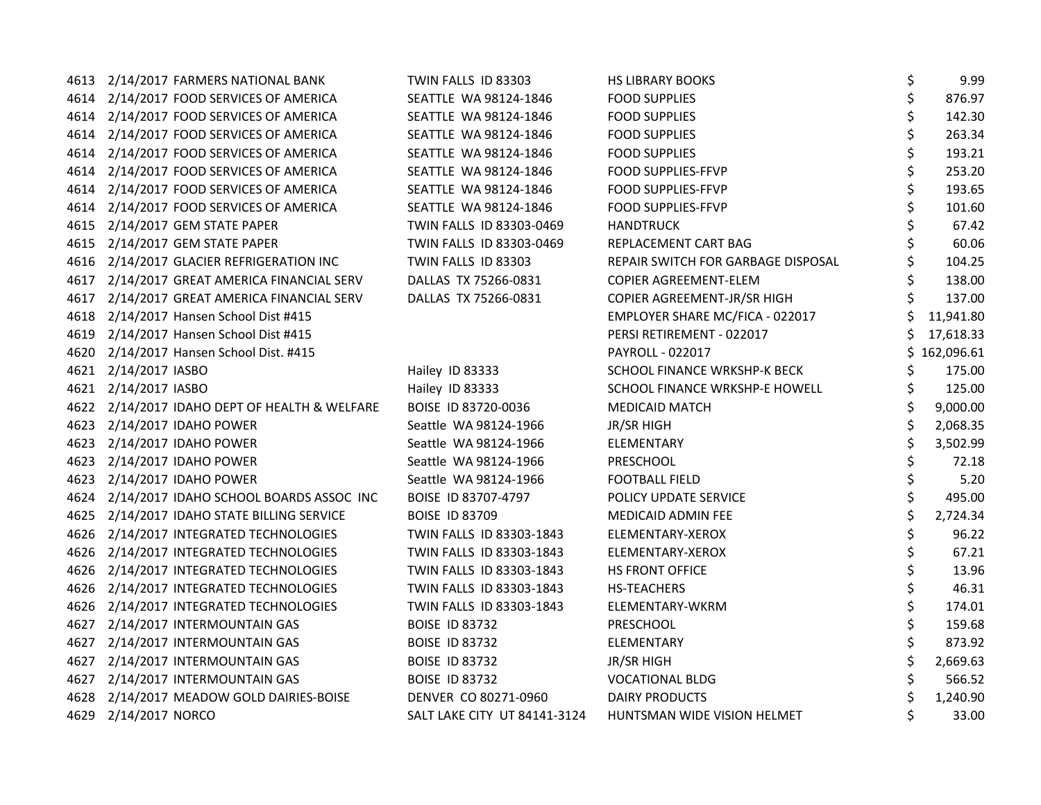| | | | | | |
|---|---|---|---|---|---|
| 4613 | 2/14/2017 | FARMERS NATIONAL BANK | TWIN FALLS ID 83303 | HS LIBRARY BOOKS | $ 9.99 |
| 4614 | 2/14/2017 | FOOD SERVICES OF AMERICA | SEATTLE WA 98124-1846 | FOOD SUPPLIES | $ 876.97 |
| 4614 | 2/14/2017 | FOOD SERVICES OF AMERICA | SEATTLE WA 98124-1846 | FOOD SUPPLIES | $ 142.30 |
| 4614 | 2/14/2017 | FOOD SERVICES OF AMERICA | SEATTLE WA 98124-1846 | FOOD SUPPLIES | $ 263.34 |
| 4614 | 2/14/2017 | FOOD SERVICES OF AMERICA | SEATTLE WA 98124-1846 | FOOD SUPPLIES | $ 193.21 |
| 4614 | 2/14/2017 | FOOD SERVICES OF AMERICA | SEATTLE WA 98124-1846 | FOOD SUPPLIES-FFVP | $ 253.20 |
| 4614 | 2/14/2017 | FOOD SERVICES OF AMERICA | SEATTLE WA 98124-1846 | FOOD SUPPLIES-FFVP | $ 193.65 |
| 4614 | 2/14/2017 | FOOD SERVICES OF AMERICA | SEATTLE WA 98124-1846 | FOOD SUPPLIES-FFVP | $ 101.60 |
| 4615 | 2/14/2017 | GEM STATE PAPER | TWIN FALLS ID 83303-0469 | HANDTRUCK | $ 67.42 |
| 4615 | 2/14/2017 | GEM STATE PAPER | TWIN FALLS ID 83303-0469 | REPLACEMENT CART BAG | $ 60.06 |
| 4616 | 2/14/2017 | GLACIER REFRIGERATION INC | TWIN FALLS ID 83303 | REPAIR SWITCH FOR GARBAGE DISPOSAL | $ 104.25 |
| 4617 | 2/14/2017 | GREAT AMERICA FINANCIAL SERV | DALLAS TX 75266-0831 | COPIER AGREEMENT-ELEM | $ 138.00 |
| 4617 | 2/14/2017 | GREAT AMERICA FINANCIAL SERV | DALLAS TX 75266-0831 | COPIER AGREEMENT-JR/SR HIGH | $ 137.00 |
| 4618 | 2/14/2017 | Hansen School Dist #415 | | EMPLOYER SHARE MC/FICA - 022017 | $ 11,941.80 |
| 4619 | 2/14/2017 | Hansen School Dist #415 | | PERSI RETIREMENT - 022017 | $ 17,618.33 |
| 4620 | 2/14/2017 | Hansen School Dist. #415 | | PAYROLL - 022017 | $ 162,096.61 |
| 4621 | 2/14/2017 | IASBO | Hailey ID 83333 | SCHOOL FINANCE WRKSHP-K BECK | $ 175.00 |
| 4621 | 2/14/2017 | IASBO | Hailey ID 83333 | SCHOOL FINANCE WRKSHP-E HOWELL | $ 125.00 |
| 4622 | 2/14/2017 | IDAHO DEPT OF HEALTH & WELFARE | BOISE ID 83720-0036 | MEDICAID MATCH | $ 9,000.00 |
| 4623 | 2/14/2017 | IDAHO POWER | Seattle WA 98124-1966 | JR/SR HIGH | $ 2,068.35 |
| 4623 | 2/14/2017 | IDAHO POWER | Seattle WA 98124-1966 | ELEMENTARY | $ 3,502.99 |
| 4623 | 2/14/2017 | IDAHO POWER | Seattle WA 98124-1966 | PRESCHOOL | $ 72.18 |
| 4623 | 2/14/2017 | IDAHO POWER | Seattle WA 98124-1966 | FOOTBALL FIELD | $ 5.20 |
| 4624 | 2/14/2017 | IDAHO SCHOOL BOARDS ASSOC INC | BOISE ID 83707-4797 | POLICY UPDATE SERVICE | $ 495.00 |
| 4625 | 2/14/2017 | IDAHO STATE BILLING SERVICE | BOISE ID 83709 | MEDICAID ADMIN FEE | $ 2,724.34 |
| 4626 | 2/14/2017 | INTEGRATED TECHNOLOGIES | TWIN FALLS ID 83303-1843 | ELEMENTARY-XEROX | $ 96.22 |
| 4626 | 2/14/2017 | INTEGRATED TECHNOLOGIES | TWIN FALLS ID 83303-1843 | ELEMENTARY-XEROX | $ 67.21 |
| 4626 | 2/14/2017 | INTEGRATED TECHNOLOGIES | TWIN FALLS ID 83303-1843 | HS FRONT OFFICE | $ 13.96 |
| 4626 | 2/14/2017 | INTEGRATED TECHNOLOGIES | TWIN FALLS ID 83303-1843 | HS-TEACHERS | $ 46.31 |
| 4626 | 2/14/2017 | INTEGRATED TECHNOLOGIES | TWIN FALLS ID 83303-1843 | ELEMENTARY-WKRM | $ 174.01 |
| 4627 | 2/14/2017 | INTERMOUNTAIN GAS | BOISE ID 83732 | PRESCHOOL | $ 159.68 |
| 4627 | 2/14/2017 | INTERMOUNTAIN GAS | BOISE ID 83732 | ELEMENTARY | $ 873.92 |
| 4627 | 2/14/2017 | INTERMOUNTAIN GAS | BOISE ID 83732 | JR/SR HIGH | $ 2,669.63 |
| 4627 | 2/14/2017 | INTERMOUNTAIN GAS | BOISE ID 83732 | VOCATIONAL BLDG | $ 566.52 |
| 4628 | 2/14/2017 | MEADOW GOLD DAIRIES-BOISE | DENVER CO 80271-0960 | DAIRY PRODUCTS | $ 1,240.90 |
| 4629 | 2/14/2017 | NORCO | SALT LAKE CITY UT 84141-3124 | HUNTSMAN WIDE VISION HELMET | $ 33.00 |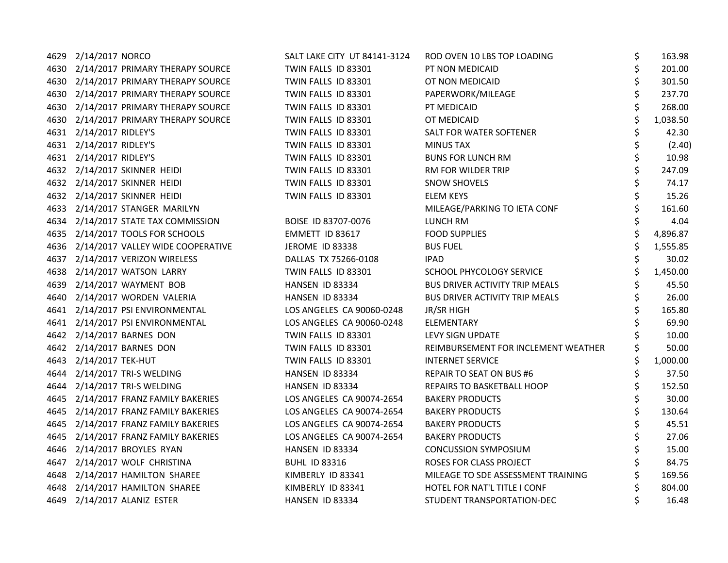| | | | | | | |
|---|---|---|---|---|---|---|
| 4629 | 2/14/2017 | NORCO | SALT LAKE CITY UT 84141-3124 | ROD OVEN 10 LBS TOP LOADING | $ | 163.98 |
| 4630 | 2/14/2017 | PRIMARY THERAPY SOURCE | TWIN FALLS ID 83301 | PT NON MEDICAID | $ | 201.00 |
| 4630 | 2/14/2017 | PRIMARY THERAPY SOURCE | TWIN FALLS ID 83301 | OT NON MEDICAID | $ | 301.50 |
| 4630 | 2/14/2017 | PRIMARY THERAPY SOURCE | TWIN FALLS ID 83301 | PAPERWORK/MILEAGE | $ | 237.70 |
| 4630 | 2/14/2017 | PRIMARY THERAPY SOURCE | TWIN FALLS ID 83301 | PT MEDICAID | $ | 268.00 |
| 4630 | 2/14/2017 | PRIMARY THERAPY SOURCE | TWIN FALLS ID 83301 | OT MEDICAID | $ | 1,038.50 |
| 4631 | 2/14/2017 | RIDLEY'S | TWIN FALLS ID 83301 | SALT FOR WATER SOFTENER | $ | 42.30 |
| 4631 | 2/14/2017 | RIDLEY'S | TWIN FALLS ID 83301 | MINUS TAX | $ | (2.40) |
| 4631 | 2/14/2017 | RIDLEY'S | TWIN FALLS ID 83301 | BUNS FOR LUNCH RM | $ | 10.98 |
| 4632 | 2/14/2017 | SKINNER HEIDI | TWIN FALLS ID 83301 | RM FOR WILDER TRIP | $ | 247.09 |
| 4632 | 2/14/2017 | SKINNER HEIDI | TWIN FALLS ID 83301 | SNOW SHOVELS | $ | 74.17 |
| 4632 | 2/14/2017 | SKINNER HEIDI | TWIN FALLS ID 83301 | ELEM KEYS | $ | 15.26 |
| 4633 | 2/14/2017 | STANGER MARILYN | | MILEAGE/PARKING TO IETA CONF | $ | 161.60 |
| 4634 | 2/14/2017 | STATE TAX COMMISSION | BOISE ID 83707-0076 | LUNCH RM | $ | 4.04 |
| 4635 | 2/14/2017 | TOOLS FOR SCHOOLS | EMMETT ID 83617 | FOOD SUPPLIES | $ | 4,896.87 |
| 4636 | 2/14/2017 | VALLEY WIDE COOPERATIVE | JEROME ID 83338 | BUS FUEL | $ | 1,555.85 |
| 4637 | 2/14/2017 | VERIZON WIRELESS | DALLAS TX 75266-0108 | IPAD | $ | 30.02 |
| 4638 | 2/14/2017 | WATSON LARRY | TWIN FALLS ID 83301 | SCHOOL PHYCOLOGY SERVICE | $ | 1,450.00 |
| 4639 | 2/14/2017 | WAYMENT BOB | HANSEN ID 83334 | BUS DRIVER ACTIVITY TRIP MEALS | $ | 45.50 |
| 4640 | 2/14/2017 | WORDEN VALERIA | HANSEN ID 83334 | BUS DRIVER ACTIVITY TRIP MEALS | $ | 26.00 |
| 4641 | 2/14/2017 | PSI ENVIRONMENTAL | LOS ANGELES CA 90060-0248 | JR/SR HIGH | $ | 165.80 |
| 4641 | 2/14/2017 | PSI ENVIRONMENTAL | LOS ANGELES CA 90060-0248 | ELEMENTARY | $ | 69.90 |
| 4642 | 2/14/2017 | BARNES DON | TWIN FALLS ID 83301 | LEVY SIGN UPDATE | $ | 10.00 |
| 4642 | 2/14/2017 | BARNES DON | TWIN FALLS ID 83301 | REIMBURSEMENT FOR INCLEMENT WEATHER | $ | 50.00 |
| 4643 | 2/14/2017 | TEK-HUT | TWIN FALLS ID 83301 | INTERNET SERVICE | $ | 1,000.00 |
| 4644 | 2/14/2017 | TRI-S WELDING | HANSEN ID 83334 | REPAIR TO SEAT ON BUS #6 | $ | 37.50 |
| 4644 | 2/14/2017 | TRI-S WELDING | HANSEN ID 83334 | REPAIRS TO BASKETBALL HOOP | $ | 152.50 |
| 4645 | 2/14/2017 | FRANZ FAMILY BAKERIES | LOS ANGELES CA 90074-2654 | BAKERY PRODUCTS | $ | 30.00 |
| 4645 | 2/14/2017 | FRANZ FAMILY BAKERIES | LOS ANGELES CA 90074-2654 | BAKERY PRODUCTS | $ | 130.64 |
| 4645 | 2/14/2017 | FRANZ FAMILY BAKERIES | LOS ANGELES CA 90074-2654 | BAKERY PRODUCTS | $ | 45.51 |
| 4645 | 2/14/2017 | FRANZ FAMILY BAKERIES | LOS ANGELES CA 90074-2654 | BAKERY PRODUCTS | $ | 27.06 |
| 4646 | 2/14/2017 | BROYLES RYAN | HANSEN ID 83334 | CONCUSSION SYMPOSIUM | $ | 15.00 |
| 4647 | 2/14/2017 | WOLF CHRISTINA | BUHL ID 83316 | ROSES FOR CLASS PROJECT | $ | 84.75 |
| 4648 | 2/14/2017 | HAMILTON SHAREE | KIMBERLY ID 83341 | MILEAGE TO SDE ASSESSMENT TRAINING | $ | 169.56 |
| 4648 | 2/14/2017 | HAMILTON SHAREE | KIMBERLY ID 83341 | HOTEL FOR NAT'L TITLE I CONF | $ | 804.00 |
| 4649 | 2/14/2017 | ALANIZ ESTER | HANSEN ID 83334 | STUDENT TRANSPORTATION-DEC | $ | 16.48 |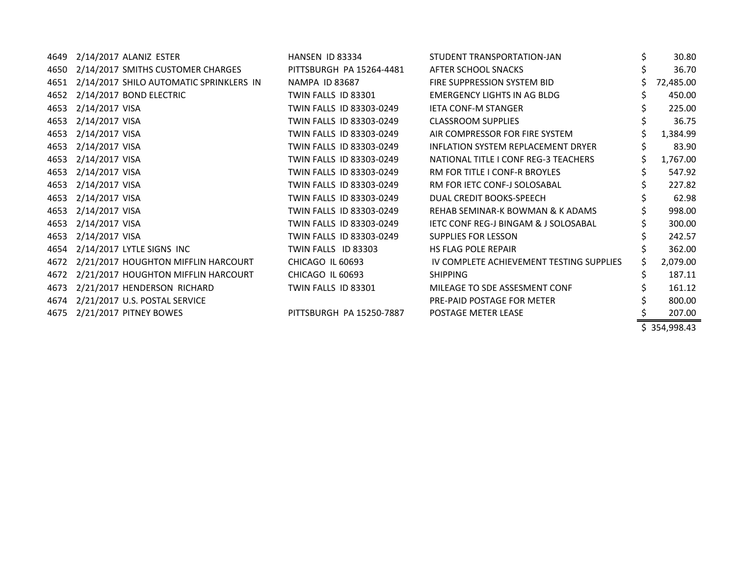| | | | | | |
|---|---|---|---|---|---|
| 4649 | 2/14/2017 | ALANIZ ESTER | HANSEN ID 83334 | STUDENT TRANSPORTATION-JAN | $ 30.80 |
| 4650 | 2/14/2017 | SMITHS CUSTOMER CHARGES | PITTSBURGH PA 15264-4481 | AFTER SCHOOL SNACKS | $ 36.70 |
| 4651 | 2/14/2017 | SHILO AUTOMATIC SPRINKLERS IN | NAMPA ID 83687 | FIRE SUPPRESSION SYSTEM BID | $ 72,485.00 |
| 4652 | 2/14/2017 | BOND ELECTRIC | TWIN FALLS ID 83301 | EMERGENCY LIGHTS IN AG BLDG | $ 450.00 |
| 4653 | 2/14/2017 | VISA | TWIN FALLS ID 83303-0249 | IETA CONF-M STANGER | $ 225.00 |
| 4653 | 2/14/2017 | VISA | TWIN FALLS ID 83303-0249 | CLASSROOM SUPPLIES | $ 36.75 |
| 4653 | 2/14/2017 | VISA | TWIN FALLS ID 83303-0249 | AIR COMPRESSOR FOR FIRE SYSTEM | $ 1,384.99 |
| 4653 | 2/14/2017 | VISA | TWIN FALLS ID 83303-0249 | INFLATION SYSTEM REPLACEMENT DRYER | $ 83.90 |
| 4653 | 2/14/2017 | VISA | TWIN FALLS ID 83303-0249 | NATIONAL TITLE I CONF REG-3 TEACHERS | $ 1,767.00 |
| 4653 | 2/14/2017 | VISA | TWIN FALLS ID 83303-0249 | RM FOR TITLE I CONF-R BROYLES | $ 547.92 |
| 4653 | 2/14/2017 | VISA | TWIN FALLS ID 83303-0249 | RM FOR IETC CONF-J SOLOSABAL | $ 227.82 |
| 4653 | 2/14/2017 | VISA | TWIN FALLS ID 83303-0249 | DUAL CREDIT BOOKS-SPEECH | $ 62.98 |
| 4653 | 2/14/2017 | VISA | TWIN FALLS ID 83303-0249 | REHAB SEMINAR-K BOWMAN & K ADAMS | $ 998.00 |
| 4653 | 2/14/2017 | VISA | TWIN FALLS ID 83303-0249 | IETC CONF REG-J BINGAM & J SOLOSABAL | $ 300.00 |
| 4653 | 2/14/2017 | VISA | TWIN FALLS ID 83303-0249 | SUPPLIES FOR LESSON | $ 242.57 |
| 4654 | 2/14/2017 | LYTLE SIGNS INC | TWIN FALLS ID 83303 | HS FLAG POLE REPAIR | $ 362.00 |
| 4672 | 2/21/2017 | HOUGHTON MIFFLIN HARCOURT | CHICAGO IL 60693 | IV COMPLETE ACHIEVEMENT TESTING SUPPLIES | $ 2,079.00 |
| 4672 | 2/21/2017 | HOUGHTON MIFFLIN HARCOURT | CHICAGO IL 60693 | SHIPPING | $ 187.11 |
| 4673 | 2/21/2017 | HENDERSON RICHARD | TWIN FALLS ID 83301 | MILEAGE TO SDE ASSESMENT CONF | $ 161.12 |
| 4674 | 2/21/2017 | U.S. POSTAL SERVICE | | PRE-PAID POSTAGE FOR METER | $ 800.00 |
| 4675 | 2/21/2017 | PITNEY BOWES | PITTSBURGH PA 15250-7887 | POSTAGE METER LEASE | $ 207.00 |
| | | | | | $ 354,998.43 |